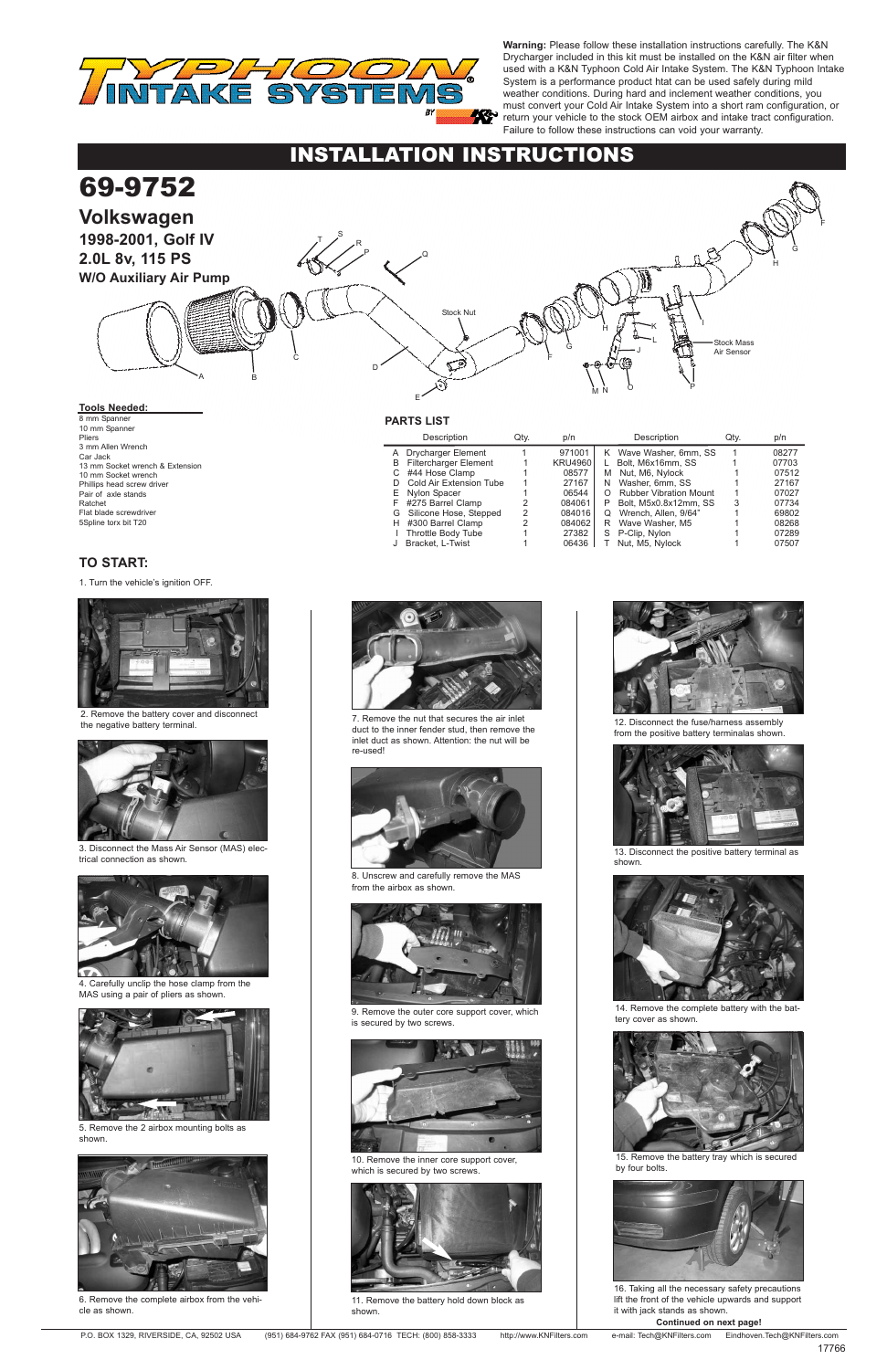**Warning:** Please follow these installation instructions carefully. The K&N Drycharger included in this kit must be installed on the K&N air filter when used with a K&N Typhoon Cold Air Intake System. The K&N Typhoon Intake System is a performance product htat can be used safely during mild weather conditions. During hard and inclement weather conditions, you must convert your Cold Air Intake System into a short ram configuration, or return your vehicle to the stock OEM airbox and intake tract configuration. Failure to follow these instructions can void your warranty.

# INSTALLATION INSTRUCTIONS

# 69-9752

## Volkswagen

### 1998-2001, Golf IV
### 2.0L 8v, 115 PS
### W/O Auxiliary Air Pump

Stock Nut

Stock Mass Air Sensor

**Tools Needed:**

- 8 mm Spanner
- 10 mm Spanner
- Pliers
- 3 mm Allen Wrench
- Car Jack
- 13 mm Socket wrench & Extension
- 10 mm Socket wrench
- Phillips head screw driver
- Pair of axle stands
- Ratchet
- Flat blade screwdriver
- 5Spline torx bit T20

**PARTS LIST**

| | Description | Qty. | p/n | | Description | Qty. | p/n |
|---|---|---|---|---|---|---|---|
| A | Drycharger Element | 1 | 971001 | K | Wave Washer, 6mm, SS | 1 | 08277 |
| B | Filtercharger Element | 1 | KRU4960 | L | Bolt, M6x16mm, SS | 1 | 07703 |
| C | #44 Hose Clamp | 1 | 08577 | M | Nut, M6, Nylock | 1 | 07512 |
| D | Cold Air Extension Tube | 1 | 27167 | N | Washer, 6mm, SS | 1 | 27167 |
| E | Nylon Spacer | 1 | 06544 | O | Rubber Vibration Mount | 1 | 07027 |
| F | #275 Barrel Clamp | 2 | 084061 | P | Bolt, M5x0.8x12mm, SS | 3 | 07734 |
| G | Silicone Hose, Stepped | 2 | 084016 | Q | Wrench, Allen, 9/64" | 1 | 69802 |
| H | #300 Barrel Clamp | 2 | 084062 | R | Wave Washer, M5 | 1 | 08268 |
| I | Throttle Body Tube | 1 | 27382 | S | P-Clip, Nylon | 1 | 07289 |
| J | Bracket, L-Twist | 1 | 06436 | T | Nut, M5, Nylock | 1 | 07507 |

### TO START:

1. Turn the vehicle's ignition OFF.

2. Remove the battery cover and disconnect the negative battery terminal.

3. Disconnect the Mass Air Sensor (MAS) electrical connection as shown.

4. Carefully unclip the hose clamp from the MAS using a pair of pliers as shown.

5. Remove the 2 airbox mounting bolts as shown.

6. Remove the complete airbox from the vehicle as shown.

7. Remove the nut that secures the air inlet duct to the inner fender stud, then remove the inlet duct as shown. Attention: the nut will be re-used!

8. Unscrew and carefully remove the MAS from the airbox as shown.

9. Remove the outer core support cover, which is secured by two screws.

10. Remove the inner core support cover, which is secured by two screws.

11. Remove the battery hold down block as shown.

12. Disconnect the fuse/harness assembly from the positive battery terminalas shown.

13. Disconnect the positive battery terminal as shown.

14. Remove the complete battery with the battery cover as shown.

15. Remove the battery tray which is secured by four bolts.

16. Taking all the necessary safety precautions lift the front of the vehicle upwards and support it with jack stands as shown.

**Continued on next page!**

P.O. BOX 1329, RIVERSIDE, CA, 92502 USA (951) 684-9762 FAX (951) 684-0716 TECH: (800) 858-3333 http://www.KNFilters.com e-mail: Tech@KNFilters.com Eindhoven.Tech@KNFilters.com

17766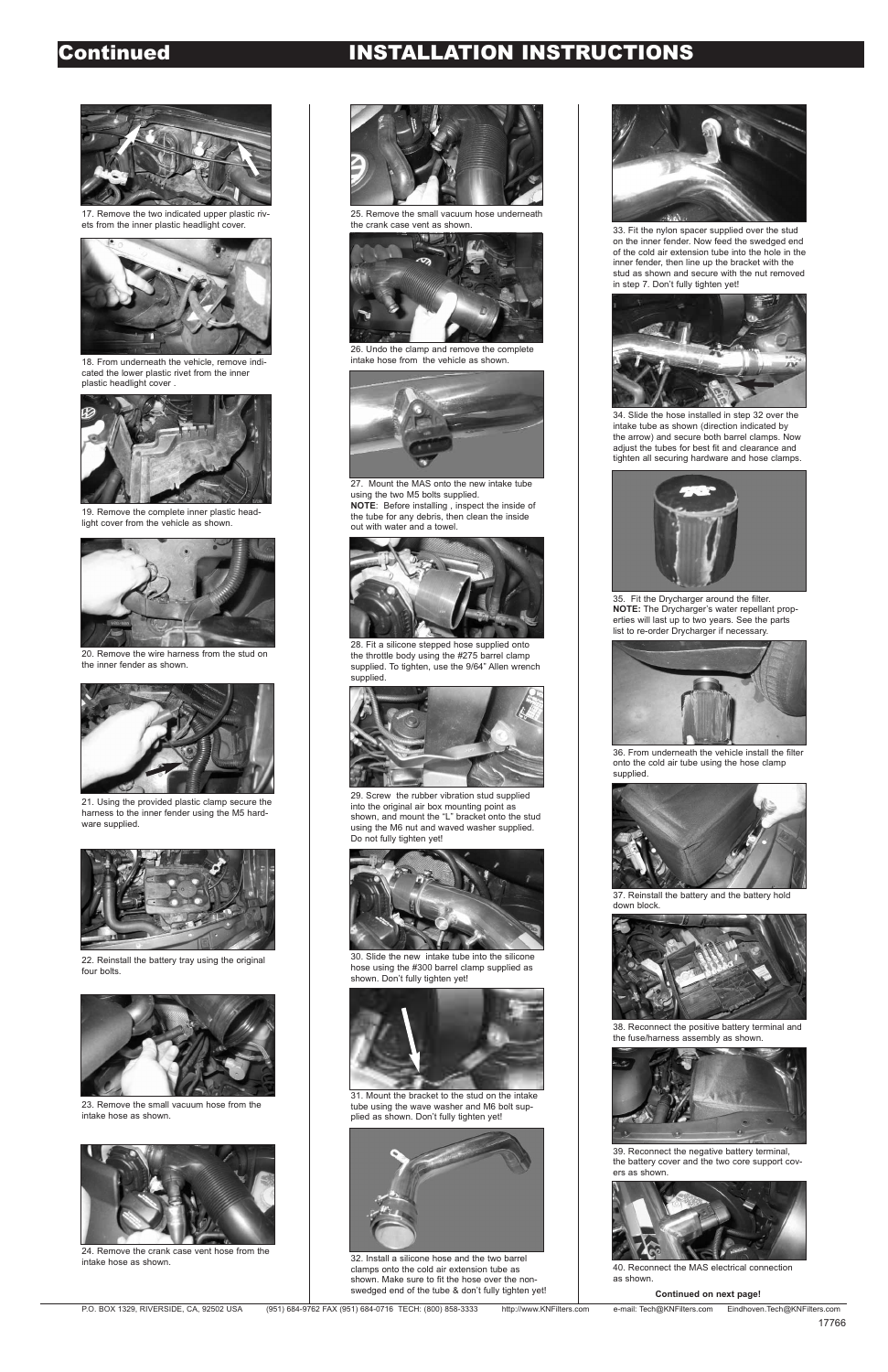# Continued INSTALLATION INSTRUCTIONS

17. Remove the two indicated upper plastic rivets from the inner plastic headlight cover.

18. From underneath the vehicle, remove indicated the lower plastic rivet from the inner plastic headlight cover .

19. Remove the complete inner plastic headlight cover from the vehicle as shown.

20. Remove the wire harness from the stud on the inner fender as shown.

21. Using the provided plastic clamp secure the harness to the inner fender using the M5 hardware supplied.

22. Reinstall the battery tray using the original four bolts.

23. Remove the small vacuum hose from the intake hose as shown.

24. Remove the crank case vent hose from the intake hose as shown.

25. Remove the small vacuum hose underneath the crank case vent as shown.

26. Undo the clamp and remove the complete intake hose from the vehicle as shown.

27. Mount the MAS onto the new intake tube using the two M5 bolts supplied.
**NOTE**: Before installing , inspect the inside of the tube for any debris, then clean the inside out with water and a towel.

28. Fit a silicone stepped hose supplied onto the throttle body using the #275 barrel clamp supplied. To tighten, use the 9/64" Allen wrench supplied.

29. Screw the rubber vibration stud supplied into the original air box mounting point as shown, and mount the "L" bracket onto the stud using the M6 nut and waved washer supplied. Do not fully tighten yet!

30. Slide the new intake tube into the silicone hose using the #300 barrel clamp supplied as shown. Don't fully tighten yet!

31. Mount the bracket to the stud on the intake tube using the wave washer and M6 bolt supplied as shown. Don't fully tighten yet!

32. Install a silicone hose and the two barrel clamps onto the cold air extension tube as shown. Make sure to fit the hose over the non-swedged end of the tube & don't fully tighten yet!

33. Fit the nylon spacer supplied over the stud on the inner fender. Now feed the swedged end of the cold air extension tube into the hole in the inner fender, then line up the bracket with the stud as shown and secure with the nut removed in step 7. Don't fully tighten yet!

34. Slide the hose installed in step 32 over the intake tube as shown (direction indicated by the arrow) and secure both barrel clamps. Now adjust the tubes for best fit and clearance and tighten all securing hardware and hose clamps.

35. Fit the Drycharger around the filter.
**NOTE:** The Drycharger's water repellant properties will last up to two years. See the parts list to re-order Drycharger if necessary.

36. From underneath the vehicle install the filter onto the cold air tube using the hose clamp supplied.

37. Reinstall the battery and the battery hold down block.

38. Reconnect the positive battery terminal and the fuse/harness assembly as shown.

39. Reconnect the negative battery terminal, the battery cover and the two core support covers as shown.

40. Reconnect the MAS electrical connection as shown.

**Continued on next page!**

P.O. BOX 1329, RIVERSIDE, CA, 92502 USA (951) 684-9762 FAX (951) 684-0716 TECH: (800) 858-3333 http://www.KNFilters.com e-mail: Tech@KNFilters.com Eindhoven.Tech@KNFilters.com

17766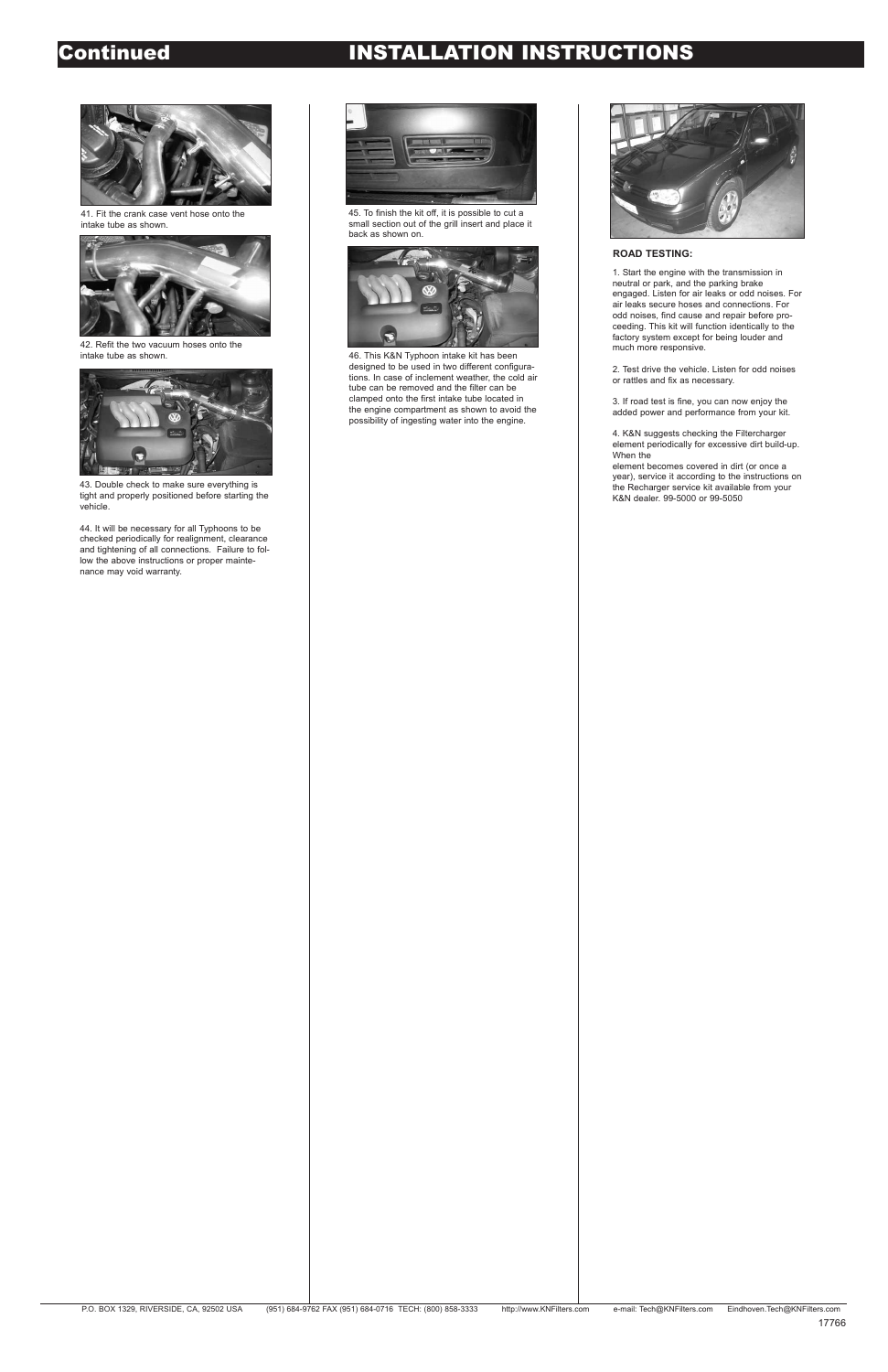# Continued INSTALLATION INSTRUCTIONS

41. Fit the crank case vent hose onto the intake tube as shown.

42. Refit the two vacuum hoses onto the intake tube as shown.

43. Double check to make sure everything is tight and properly positioned before starting the vehicle.

44. It will be necessary for all Typhoons to be checked periodically for realignment, clearance and tightening of all connections. Failure to follow the above instructions or proper maintenance may void warranty.

45. To finish the kit off, it is possible to cut a small section out of the grill insert and place it back as shown on.

46. This K&N Typhoon intake kit has been designed to be used in two different configurations. In case of inclement weather, the cold air tube can be removed and the filter can be clamped onto the first intake tube located in the engine compartment as shown to avoid the possibility of ingesting water into the engine.

**ROAD TESTING:**

1. Start the engine with the transmission in neutral or park, and the parking brake engaged. Listen for air leaks or odd noises. For air leaks secure hoses and connections. For odd noises, find cause and repair before proceeding. This kit will function identically to the factory system except for being louder and much more responsive.

2. Test drive the vehicle. Listen for odd noises or rattles and fix as necessary.

3. If road test is fine, you can now enjoy the added power and performance from your kit.

4. K&N suggests checking the Filtercharger element periodically for excessive dirt build-up. When the element becomes covered in dirt (or once a year), service it according to the instructions on the Recharger service kit available from your K&N dealer. 99-5000 or 99-5050

P.O. BOX 1329, RIVERSIDE, CA, 92502 USA (951) 684-9762 FAX (951) 684-0716 TECH: (800) 858-3333 http://www.KNFilters.com e-mail: Tech@KNFilters.com Eindhoven.Tech@KNFilters.com

17766